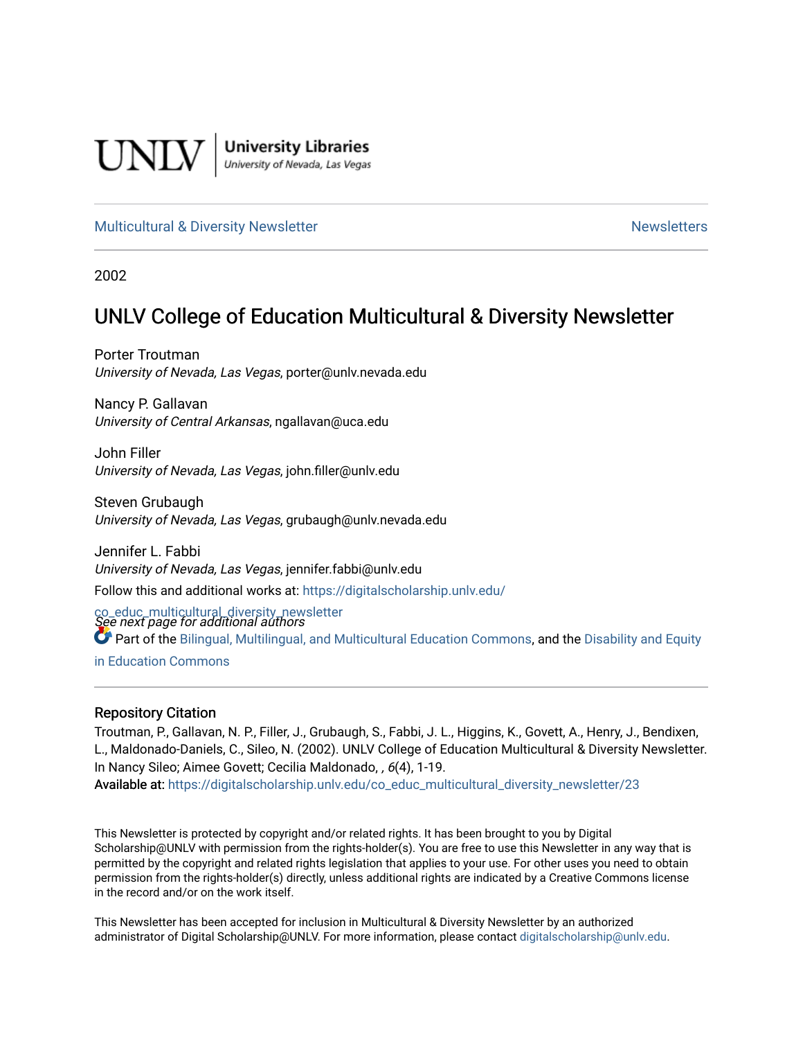UNLV | University Libraries
University of Nevada, Las Vegas

Multicultural & Diversity Newsletter | Newsletters

2002

# UNLV College of Education Multicultural & Diversity Newsletter

Porter Troutman
*University of Nevada, Las Vegas*, porter@unlv.nevada.edu

Nancy P. Gallavan
*University of Central Arkansas*, ngallavan@uca.edu

John Filler
*University of Nevada, Las Vegas*, john.filler@unlv.edu

Steven Grubaugh
*University of Nevada, Las Vegas*, grubaugh@unlv.nevada.edu

Jennifer L. Fabbi
*University of Nevada, Las Vegas*, jennifer.fabbi@unlv.edu

*See next page for additional authors*

Follow this and additional works at: https://digitalscholarship.unlv.edu/co_educ_multicultural_diversity_newsletter

Part of the Bilingual, Multilingual, and Multicultural Education Commons, and the Disability and Equity in Education Commons

### Repository Citation

Troutman, P., Gallavan, N. P., Filler, J., Grubaugh, S., Fabbi, J. L., Higgins, K., Govett, A., Henry, J., Bendixen, L., Maldonado-Daniels, C., Sileo, N. (2002). UNLV College of Education Multicultural & Diversity Newsletter. In Nancy Sileo; Aimee Govett; Cecilia Maldonado, , *6*(4), 1-19.
**Available at:** https://digitalscholarship.unlv.edu/co_educ_multicultural_diversity_newsletter/23

This Newsletter is protected by copyright and/or related rights. It has been brought to you by Digital Scholarship@UNLV with permission from the rights-holder(s). You are free to use this Newsletter in any way that is permitted by the copyright and related rights legislation that applies to your use. For other uses you need to obtain permission from the rights-holder(s) directly, unless additional rights are indicated by a Creative Commons license in the record and/or on the work itself.

This Newsletter has been accepted for inclusion in Multicultural & Diversity Newsletter by an authorized administrator of Digital Scholarship@UNLV. For more information, please contact digitalscholarship@unlv.edu.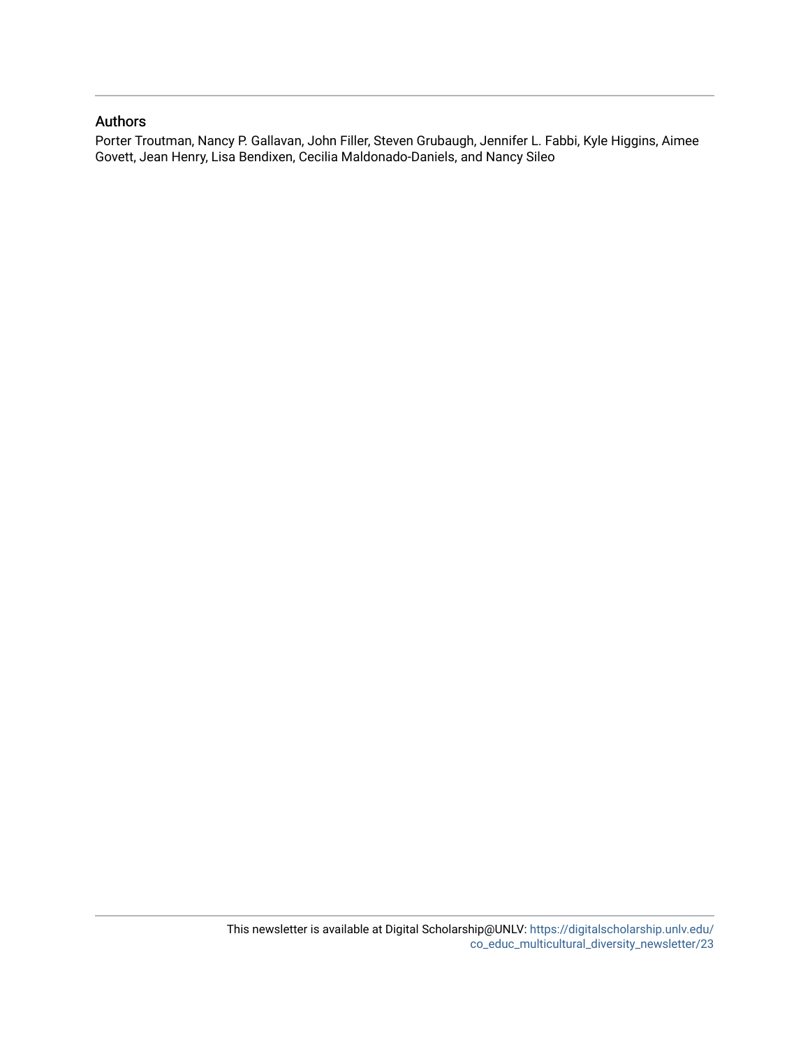## Authors

Porter Troutman, Nancy P. Gallavan, John Filler, Steven Grubaugh, Jennifer L. Fabbi, Kyle Higgins, Aimee Govett, Jean Henry, Lisa Bendixen, Cecilia Maldonado-Daniels, and Nancy Sileo

This newsletter is available at Digital Scholarship@UNLV: https://digitalscholarship.unlv.edu/co_educ_multicultural_diversity_newsletter/23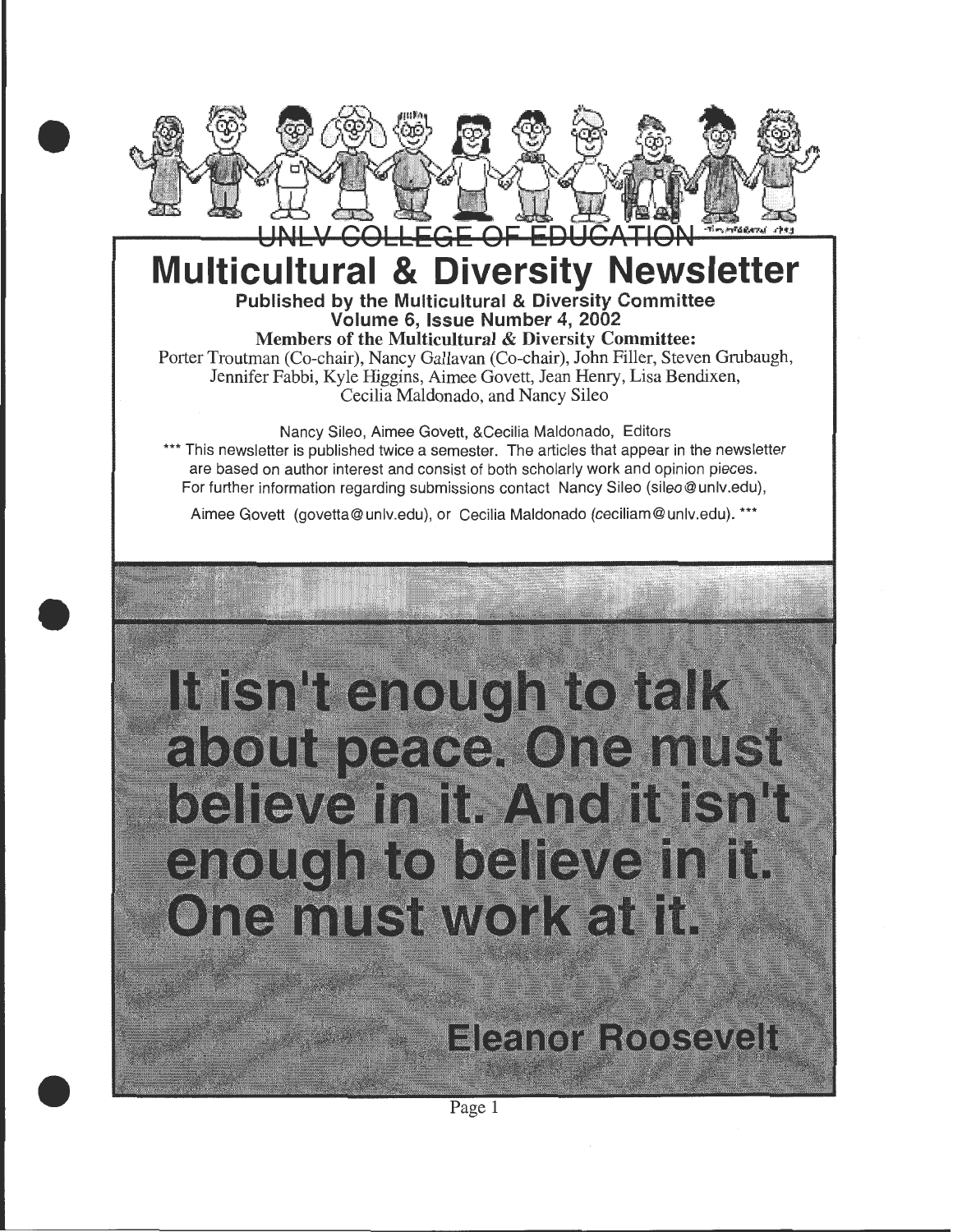UNLV COLLEGE OF EDUCATION

# Multicultural & Diversity Newsletter

**Published by the Multicultural & Diversity Committee**
**Volume 6, Issue Number 4, 2002**

**Members of the Multicultural & Diversity Committee:**
Porter Troutman (Co-chair), Nancy Gallavan (Co-chair), John Filler, Steven Grubaugh, Jennifer Fabbi, Kyle Higgins, Aimee Govett, Jean Henry, Lisa Bendixen, Cecilia Maldonado, and Nancy Sileo

Nancy Sileo, Aimee Govett, &Cecilia Maldonado, Editors

*** This newsletter is published twice a semester. The articles that appear in the newsletter are based on author interest and consist of both scholarly work and opinion pieces. For further information regarding submissions contact Nancy Sileo (sileo@unlv.edu), Aimee Govett (govetta@unlv.edu), or Cecilia Maldonado (ceciliam@unlv.edu). ***

## It isn't enough to talk about peace. One must believe in it. And it isn't enough to believe in it. One must work at it.

**Eleanor Roosevelt**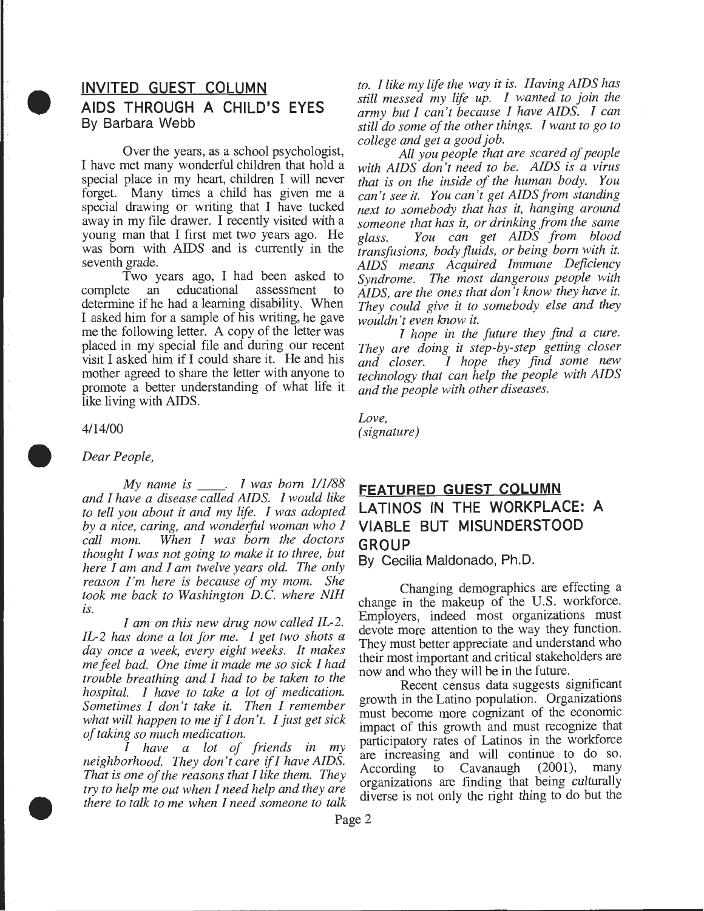## INVITED GUEST COLUMN

## AIDS THROUGH A CHILD'S EYES

By Barbara Webb

Over the years, as a school psychologist, I have met many wonderful children that hold a special place in my heart, children I will never forget. Many times a child has given me a special drawing or writing that I have tucked away in my file drawer. I recently visited with a young man that I first met two years ago. He was born with AIDS and is currently in the seventh grade.

Two years ago, I had been asked to complete an educational assessment to determine if he had a learning disability. When I asked him for a sample of his writing, he gave me the following letter. A copy of the letter was placed in my special file and during our recent visit I asked him if I could share it. He and his mother agreed to share the letter with anyone to promote a better understanding of what life it like living with AIDS.

4/14/00

*Dear People,*

*My name is ____. I was born 1/1/88 and I have a disease called AIDS. I would like to tell you about it and my life. I was adopted by a nice, caring, and wonderful woman who I call mom. When I was born the doctors thought I was not going to make it to three, but here I am and I am twelve years old. The only reason I'm here is because of my mom. She took me back to Washington D.C. where NIH is.*

*I am on this new drug now called IL-2. IL-2 has done a lot for me. I get two shots a day once a week, every eight weeks. It makes me feel bad. One time it made me so sick I had trouble breathing and I had to be taken to the hospital. I have to take a lot of medication. Sometimes I don't take it. Then I remember what will happen to me if I don't. I just get sick of taking so much medication.*

*I have a lot of friends in my neighborhood. They don't care if I have AIDS. That is one of the reasons that I like them. They try to help me out when I need help and they are there to talk to me when I need someone to talk to. I like my life the way it is. Having AIDS has still messed my life up. I wanted to join the army but I can't because I have AIDS. I can still do some of the other things. I want to go to college and get a good job.*

*All you people that are scared of people with AIDS don't need to be. AIDS is a virus that is on the inside of the human body. You can't see it. You can't get AIDS from standing next to somebody that has it, hanging around someone that has it, or drinking from the same glass. You can get AIDS from blood transfusions, body fluids, or being born with it. AIDS means Acquired Immune Deficiency Syndrome. The most dangerous people with AIDS, are the ones that don't know they have it. They could give it to somebody else and they wouldn't even know it.*

*I hope in the future they find a cure. They are doing it step-by-step getting closer and closer. I hope they find some new technology that can help the people with AIDS and the people with other diseases.*

*Love,*
*(signature)*

## FEATURED GUEST COLUMN

## LATINOS IN THE WORKPLACE: A VIABLE BUT MISUNDERSTOOD GROUP

By Cecilia Maldonado, Ph.D.

Changing demographics are effecting a change in the makeup of the U.S. workforce. Employers, indeed most organizations must devote more attention to the way they function. They must better appreciate and understand who their most important and critical stakeholders are now and who they will be in the future.

Recent census data suggests significant growth in the Latino population. Organizations must become more cognizant of the economic impact of this growth and must recognize that participatory rates of Latinos in the workforce are increasing and will continue to do so. According to Cavanaugh (2001), many organizations are finding that being culturally diverse is not only the right thing to do but the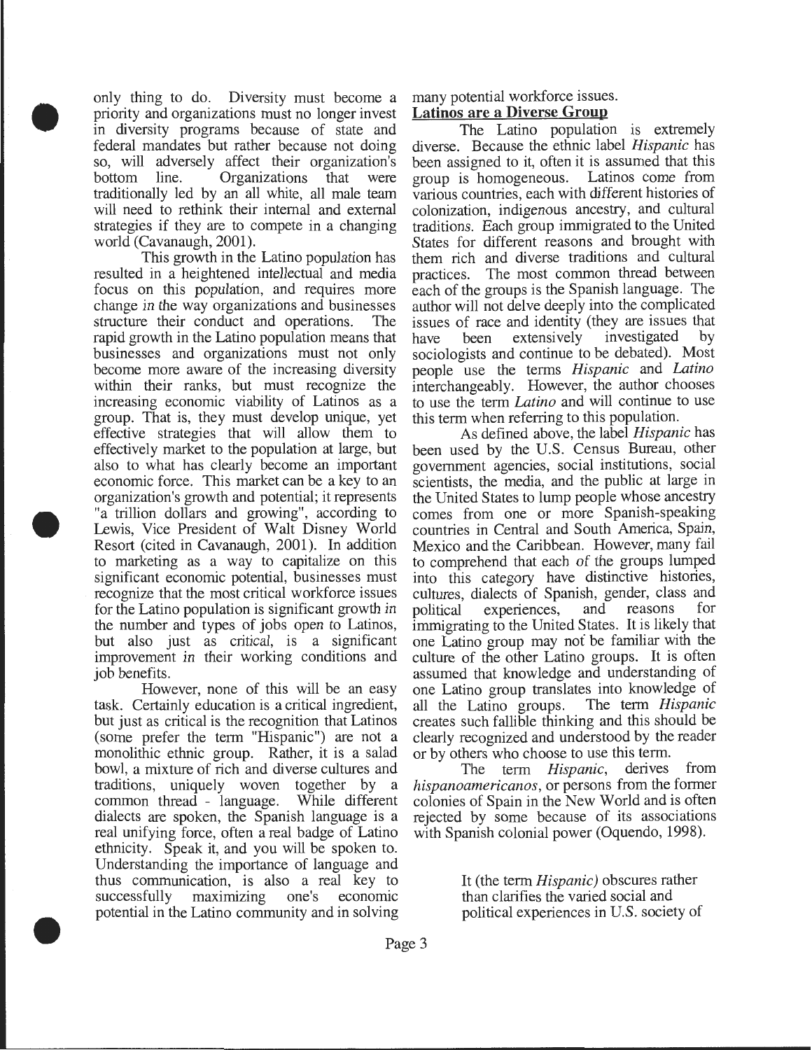only thing to do. Diversity must become a priority and organizations must no longer invest in diversity programs because of state and federal mandates but rather because not doing so, will adversely affect their organization's bottom line. Organizations that were traditionally led by an all white, all male team will need to rethink their internal and external strategies if they are to compete in a changing world (Cavanaugh, 2001).

This growth in the Latino population has resulted in a heightened intellectual and media focus on this population, and requires more change in the way organizations and businesses structure their conduct and operations. The rapid growth in the Latino population means that businesses and organizations must not only become more aware of the increasing diversity within their ranks, but must recognize the increasing economic viability of Latinos as a group. That is, they must develop unique, yet effective strategies that will allow them to effectively market to the population at large, but also to what has clearly become an important economic force. This market can be a key to an organization's growth and potential; it represents "a trillion dollars and growing", according to Lewis, Vice President of Walt Disney World Resort (cited in Cavanaugh, 2001). In addition to marketing as a way to capitalize on this significant economic potential, businesses must recognize that the most critical workforce issues for the Latino population is significant growth in the number and types of jobs open to Latinos, but also just as critical, is a significant improvement in their working conditions and job benefits.

However, none of this will be an easy task. Certainly education is a critical ingredient, but just as critical is the recognition that Latinos (some prefer the term "Hispanic") are not a monolithic ethnic group. Rather, it is a salad bowl, a mixture of rich and diverse cultures and traditions, uniquely woven together by a common thread - language. While different dialects are spoken, the Spanish language is a real unifying force, often a real badge of Latino ethnicity. Speak it, and you will be spoken to. Understanding the importance of language and thus communication, is also a real key to successfully maximizing one's economic potential in the Latino community and in solving many potential workforce issues.

## Latinos are a Diverse Group

The Latino population is extremely diverse. Because the ethnic label *Hispanic* has been assigned to it, often it is assumed that this group is homogeneous. Latinos come from various countries, each with different histories of colonization, indigenous ancestry, and cultural traditions. Each group immigrated to the United States for different reasons and brought with them rich and diverse traditions and cultural practices. The most common thread between each of the groups is the Spanish language. The author will not delve deeply into the complicated issues of race and identity (they are issues that have been extensively investigated by sociologists and continue to be debated). Most people use the terms *Hispanic* and *Latino* interchangeably. However, the author chooses to use the term *Latino* and will continue to use this term when referring to this population.

As defined above, the label *Hispanic* has been used by the U.S. Census Bureau, other government agencies, social institutions, social scientists, the media, and the public at large in the United States to lump people whose ancestry comes from one or more Spanish-speaking countries in Central and South America, Spain, Mexico and the Caribbean. However, many fail to comprehend that each of the groups lumped into this category have distinctive histories, cultures, dialects of Spanish, gender, class and political experiences, and reasons for immigrating to the United States. It is likely that one Latino group may not be familiar with the culture of the other Latino groups. It is often assumed that knowledge and understanding of one Latino group translates into knowledge of all the Latino groups. The term *Hispanic* creates such fallible thinking and this should be clearly recognized and understood by the reader or by others who choose to use this term.

The term *Hispanic*, derives from *hispanoamericanos*, or persons from the former colonies of Spain in the New World and is often rejected by some because of its associations with Spanish colonial power (Oquendo, 1998).

> It (the term *Hispanic)* obscures rather than clarifies the varied social and political experiences in U.S. society of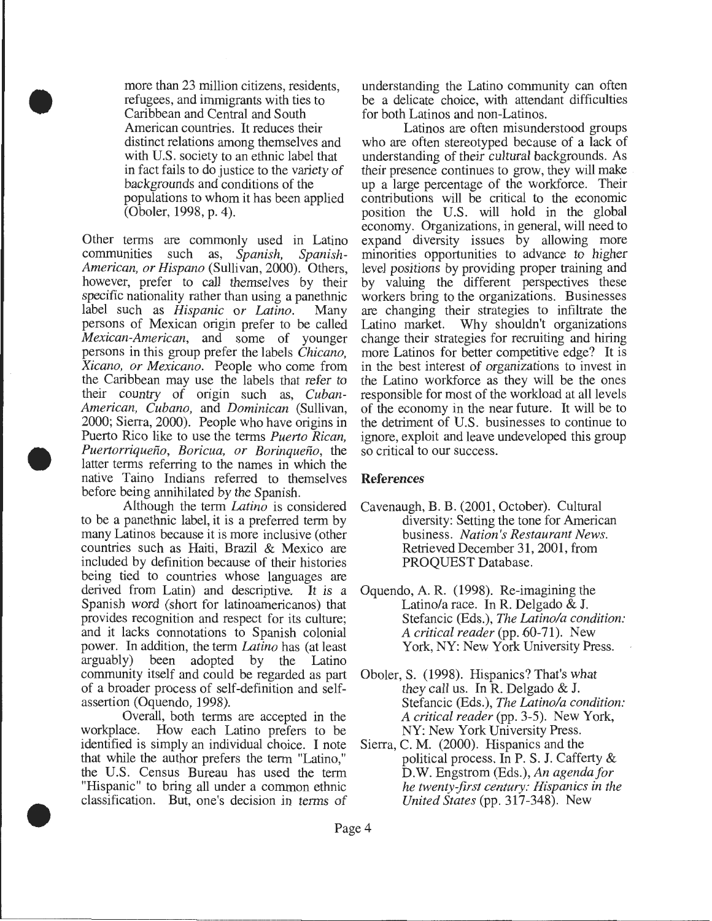> more than 23 million citizens, residents, refugees, and immigrants with ties to Caribbean and Central and South American countries. It reduces their distinct relations among themselves and with U.S. society to an ethnic label that in fact fails to do justice to the variety of backgrounds and conditions of the populations to whom it has been applied (Oboler, 1998, p. 4).

Other terms are commonly used in Latino communities such as, *Spanish, Spanish-American, or Hispano* (Sullivan, 2000). Others, however, prefer to call themselves by their specific nationality rather than using a panethnic label such as *Hispanic* or *Latino*. Many persons of Mexican origin prefer to be called *Mexican-American*, and some of younger persons in this group prefer the labels *Chicano, Xicano, or Mexicano*. People who come from the Caribbean may use the labels that refer to their country of origin such as, *Cuban-American, Cubano,* and *Dominican* (Sullivan, 2000; Sierra, 2000). People who have origins in Puerto Rico like to use the terms *Puerto Rican, Puertorriqueño, Boricua, or Borinqueño*, the latter terms referring to the names in which the native Taino Indians referred to themselves before being annihilated by the Spanish.

Although the term *Latino* is considered to be a panethnic label, it is a preferred term by many Latinos because it is more inclusive (other countries such as Haiti, Brazil & Mexico are included by definition because of their histories being tied to countries whose languages are derived from Latin) and descriptive. It is a Spanish word (short for latinoamericanos) that provides recognition and respect for its culture; and it lacks connotations to Spanish colonial power. In addition, the term *Latino* has (at least arguably) been adopted by the Latino community itself and could be regarded as part of a broader process of self-definition and self-assertion (Oquendo, 1998).

Overall, both terms are accepted in the workplace. How each Latino prefers to be identified is simply an individual choice. I note that while the author prefers the term "Latino," the U.S. Census Bureau has used the term "Hispanic" to bring all under a common ethnic classification. But, one's decision in terms of understanding the Latino community can often be a delicate choice, with attendant difficulties for both Latinos and non-Latinos.

Latinos are often misunderstood groups who are often stereotyped because of a lack of understanding of their cultural backgrounds. As their presence continues to grow, they will make up a large percentage of the workforce. Their contributions will be critical to the economic position the U.S. will hold in the global economy. Organizations, in general, will need to expand diversity issues by allowing more minorities opportunities to advance to higher level positions by providing proper training and by valuing the different perspectives these workers bring to the organizations. Businesses are changing their strategies to infiltrate the Latino market. Why shouldn't organizations change their strategies for recruiting and hiring more Latinos for better competitive edge? It is in the best interest of organizations to invest in the Latino workforce as they will be the ones responsible for most of the workload at all levels of the economy in the near future. It will be to the detriment of U.S. businesses to continue to ignore, exploit and leave undeveloped this group so critical to our success.

## References

Cavenaugh, B. B. (2001, October). Cultural diversity: Setting the tone for American business. *Nation's Restaurant News.* Retrieved December 31, 2001, from PROQUEST Database.

Oquendo, A. R. (1998). Re-imagining the Latino/a race. In R. Delgado & J. Stefancic (Eds.), *The Latino/a condition: A critical reader* (pp. 60-71). New York, NY: New York University Press.

Oboler, S. (1998). Hispanics? That's what they call us. In R. Delgado & J. Stefancic (Eds.), *The Latino/a condition: A critical reader* (pp. 3-5). New York, NY: New York University Press.

Sierra, C. M. (2000). Hispanics and the political process. In P. S. J. Cafferty & D.W. Engstrom (Eds.), *An agenda for he twenty-first century: Hispanics in the United States* (pp. 317-348). New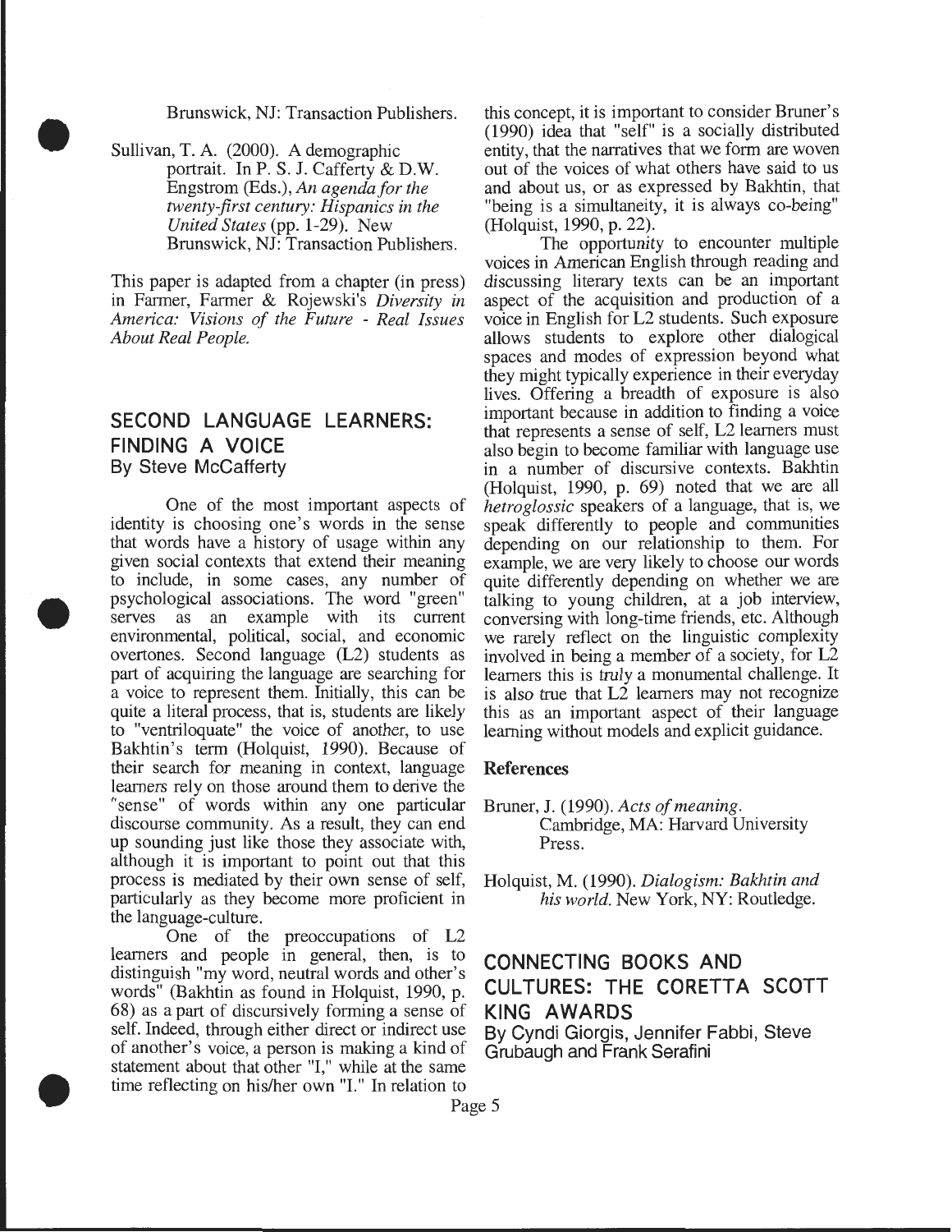Brunswick, NJ: Transaction Publishers.

Sullivan, T. A. (2000). A demographic portrait. In P. S. J. Cafferty & D.W. Engstrom (Eds.), *An agenda for the twenty-first century: Hispanics in the United States* (pp. 1-29). New Brunswick, NJ: Transaction Publishers.

This paper is adapted from a chapter (in press) in Farmer, Farmer & Rojewski's *Diversity in America: Visions of the Future - Real Issues About Real People.*

## SECOND LANGUAGE LEARNERS: FINDING A VOICE

By Steve McCafferty

One of the most important aspects of identity is choosing one's words in the sense that words have a history of usage within any given social contexts that extend their meaning to include, in some cases, any number of psychological associations. The word "green" serves as an example with its current environmental, political, social, and economic overtones. Second language (L2) students as part of acquiring the language are searching for a voice to represent them. Initially, this can be quite a literal process, that is, students are likely to "ventriloquate" the voice of another, to use Bakhtin's term (Holquist, 1990). Because of their search for meaning in context, language learners rely on those around them to derive the "sense" of words within any one particular discourse community. As a result, they can end up sounding just like those they associate with, although it is important to point out that this process is mediated by their own sense of self, particularly as they become more proficient in the language-culture.

One of the preoccupations of L2 learners and people in general, then, is to distinguish "my word, neutral words and other's words" (Bakhtin as found in Holquist, 1990, p. 68) as a part of discursively forming a sense of self. Indeed, through either direct or indirect use of another's voice, a person is making a kind of statement about that other "I," while at the same time reflecting on his/her own "I." In relation to this concept, it is important to consider Bruner's (1990) idea that "self" is a socially distributed entity, that the narratives that we form are woven out of the voices of what others have said to us and about us, or as expressed by Bakhtin, that "being is a simultaneity, it is always co-being" (Holquist, 1990, p. 22).

The opportunity to encounter multiple voices in American English through reading and discussing literary texts can be an important aspect of the acquisition and production of a voice in English for L2 students. Such exposure allows students to explore other dialogical spaces and modes of expression beyond what they might typically experience in their everyday lives. Offering a breadth of exposure is also important because in addition to finding a voice that represents a sense of self, L2 learners must also begin to become familiar with language use in a number of discursive contexts. Bakhtin (Holquist, 1990, p. 69) noted that we are all *hetroglossic* speakers of a language, that is, we speak differently to people and communities depending on our relationship to them. For example, we are very likely to choose our words quite differently depending on whether we are talking to young children, at a job interview, conversing with long-time friends, etc. Although we rarely reflect on the linguistic complexity involved in being a member of a society, for L2 learners this is truly a monumental challenge. It is also true that L2 learners may not recognize this as an important aspect of their language learning without models and explicit guidance.

### References

Bruner, J. (1990). *Acts of meaning.* Cambridge, MA: Harvard University Press.

Holquist, M. (1990). *Dialogism: Bakhtin and his world.* New York, NY: Routledge.

## CONNECTING BOOKS AND CULTURES: THE CORETTA SCOTT KING AWARDS

By Cyndi Giorgis, Jennifer Fabbi, Steve Grubaugh and Frank Serafini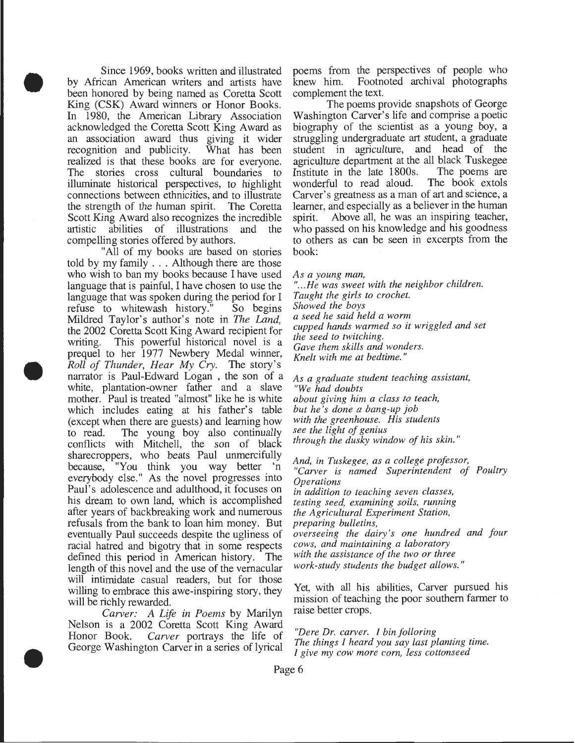Since 1969, books written and illustrated by African American writers and artists have been honored by being named as Coretta Scott King (CSK) Award winners or Honor Books. In 1980, the American Library Association acknowledged the Coretta Scott King Award as an association award thus giving it wider recognition and publicity. What has been realized is that these books are for everyone. The stories cross cultural boundaries to illuminate historical perspectives, to highlight connections between ethnicities, and to illustrate the strength of the human spirit. The Coretta Scott King Award also recognizes the incredible artistic abilities of illustrations and the compelling stories offered by authors.

"All of my books are based on stories told by my family . . . Although there are those who wish to ban my books because I have used language that is painful, I have chosen to use the language that was spoken during the period for I refuse to whitewash history." So begins Mildred Taylor's author's note in *The Land,* the 2002 Coretta Scott King Award recipient for writing. This powerful historical novel is a prequel to her 1977 Newbery Medal winner, *Roll of Thunder, Hear My Cry.* The story's narrator is Paul-Edward Logan , the son of a white, plantation-owner father and a slave mother. Paul is treated "almost" like he is white which includes eating at his father's table (except when there are guests) and learning how to read. The young boy also continually conflicts with Mitchell, the son of black sharecroppers, who beats Paul unmercifully because, "You think you way better 'n everybody else." As the novel progresses into Paul's adolescence and adulthood, it focuses on his dream to own land, which is accomplished after years of backbreaking work and numerous refusals from the bank to loan him money. But eventually Paul succeeds despite the ugliness of racial hatred and bigotry that in some respects defined this period in American history. The length of this novel and the use of the vernacular will intimidate casual readers, but for those willing to embrace this awe-inspiring story, they will be richly rewarded.

*Carver: A Life in Poems* by Marilyn Nelson is a 2002 Coretta Scott King Award Honor Book. *Carver* portrays the life of George Washington Carver in a series of lyrical poems from the perspectives of people who knew him. Footnoted archival photographs complement the text.

The poems provide snapshots of George Washington Carver's life and comprise a poetic biography of the scientist as a young boy, a struggling undergraduate art student, a graduate student in agriculture, and head of the agriculture department at the all black Tuskegee Institute in the late 1800s. The poems are wonderful to read aloud. The book extols Carver's greatness as a man of art and science, a learner, and especially as a believer in the human spirit. Above all, he was an inspiring teacher, who passed on his knowledge and his goodness to others as can be seen in excerpts from the book:

*As a young man,*
*"...He was sweet with the neighbor children.*
*Taught the girls to crochet.*
*Showed the boys*
*a seed he said held a worm*
*cupped hands warmed so it wriggled and set*
*the seed to twitching.*
*Gave them skills and wonders.*
*Knelt with me at bedtime."*

*As a graduate student teaching assistant,*
*"We had doubts*
*about giving him a class to teach,*
*but he's done a bang-up job*
*with the greenhouse. His students*
*see the light of genius*
*through the dusky window of his skin."*

*And, in Tuskegee, as a college professor,*
*"Carver is named Superintendent of Poultry Operations*
*in addition to teaching seven classes,*
*testing seed, examining soils, running*
*the Agricultural Experiment Station,*
*preparing bulletins,*
*overseeing the dairy's one hundred and four cows, and maintaining a laboratory*
*with the assistance of the two or three*
*work-study students the budget allows."*

Yet, with all his abilities, Carver pursued his mission of teaching the poor southern farmer to raise better crops.

*"Dere Dr. carver. I bin folloring*
*The things I heard you say last planting time.*
*I give my cow more corn, less cottonseed*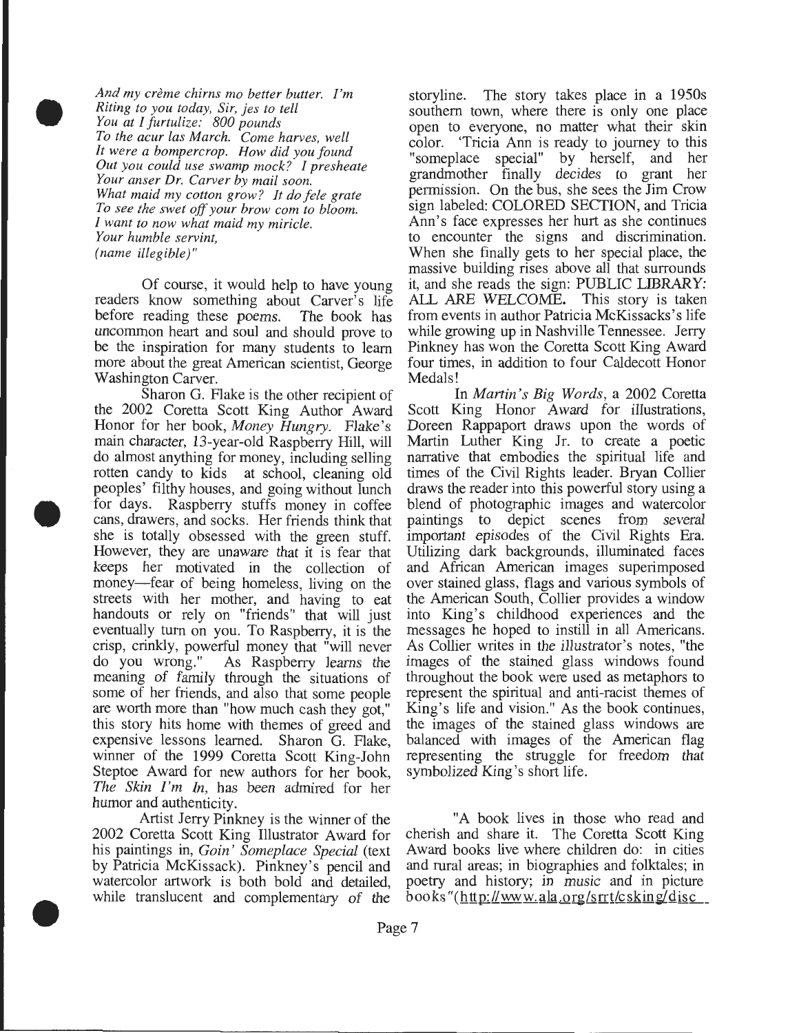*And my crème chirns mo better butter. I'm*
*Riting to you today, Sir, jes to tell*
*You at I furtulize: 800 pounds*
*To the acur las March. Come harves, well*
*It were a bompercrop. How did you found*
*Out you could use swamp mock? I presheate*
*Your anser Dr. Carver by mail soon.*
*What maid my cotton grow? It do fele grate*
*To see the swet off your brow com to bloom.*
*I want to now what maid my miricle.*
*Your humble servint,*
*(name illegible)"*

Of course, it would help to have young readers know something about Carver's life before reading these poems. The book has uncommon heart and soul and should prove to be the inspiration for many students to learn more about the great American scientist, George Washington Carver.

Sharon G. Flake is the other recipient of the 2002 Coretta Scott King Author Award Honor for her book, *Money Hungry*. Flake's main character, 13-year-old Raspberry Hill, will do almost anything for money, including selling rotten candy to kids at school, cleaning old peoples' filthy houses, and going without lunch for days. Raspberry stuffs money in coffee cans, drawers, and socks. Her friends think that she is totally obsessed with the green stuff. However, they are unaware that it is fear that keeps her motivated in the collection of money—fear of being homeless, living on the streets with her mother, and having to eat handouts or rely on "friends" that will just eventually turn on you. To Raspberry, it is the crisp, crinkly, powerful money that "will never do you wrong." As Raspberry learns the meaning of family through the situations of some of her friends, and also that some people are worth more than "how much cash they got," this story hits home with themes of greed and expensive lessons learned. Sharon G. Flake, winner of the 1999 Coretta Scott King-John Steptoe Award for new authors for her book, *The Skin I'm In*, has been admired for her humor and authenticity.

Artist Jerry Pinkney is the winner of the 2002 Coretta Scott King Illustrator Award for his paintings in, *Goin' Someplace Special* (text by Patricia McKissack). Pinkney's pencil and watercolor artwork is both bold and detailed, while translucent and complementary of the storyline. The story takes place in a 1950s southern town, where there is only one place open to everyone, no matter what their skin color. 'Tricia Ann is ready to journey to this "someplace special" by herself, and her grandmother finally decides to grant her permission. On the bus, she sees the Jim Crow sign labeled: COLORED SECTION, and Tricia Ann's face expresses her hurt as she continues to encounter the signs and discrimination. When she finally gets to her special place, the massive building rises above all that surrounds it, and she reads the sign: PUBLIC LIBRARY: ALL ARE WELCOME. This story is taken from events in author Patricia McKissacks's life while growing up in Nashville Tennessee. Jerry Pinkney has won the Coretta Scott King Award four times, in addition to four Caldecott Honor Medals!

In *Martin's Big Words*, a 2002 Coretta Scott King Honor Award for illustrations, Doreen Rappaport draws upon the words of Martin Luther King Jr. to create a poetic narrative that embodies the spiritual life and times of the Civil Rights leader. Bryan Collier draws the reader into this powerful story using a blend of photographic images and watercolor paintings to depict scenes from several important episodes of the Civil Rights Era. Utilizing dark backgrounds, illuminated faces and African American images superimposed over stained glass, flags and various symbols of the American South, Collier provides a window into King's childhood experiences and the messages he hoped to instill in all Americans. As Collier writes in the illustrator's notes, "the images of the stained glass windows found throughout the book were used as metaphors to represent the spiritual and anti-racist themes of King's life and vision." As the book continues, the images of the stained glass windows are balanced with images of the American flag representing the struggle for freedom that symbolized King's short life.

"A book lives in those who read and cherish and share it. The Coretta Scott King Award books live where children do: in cities and rural areas; in biographies and folktales; in poetry and history; in music and in picture books"(http://www.ala.org/srrt/csking/disc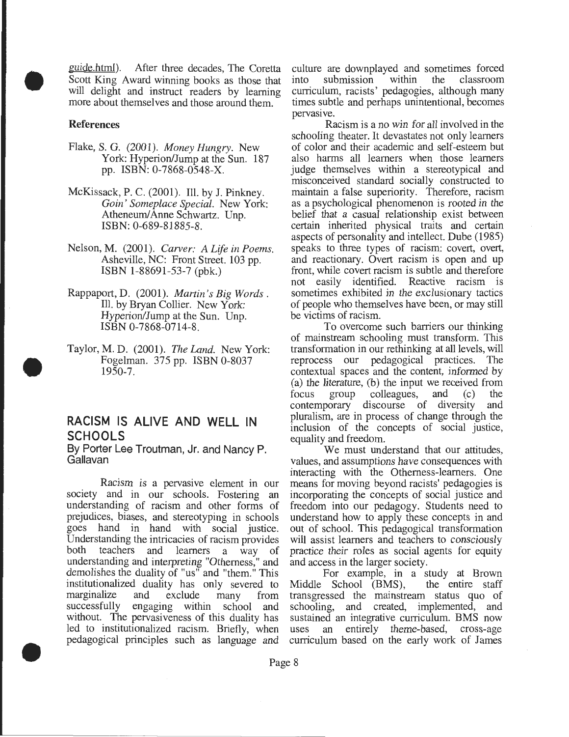guide.html). After three decades, The Coretta Scott King Award winning books as those that will delight and instruct readers by learning more about themselves and those around them.

**References**

Flake, S. G. (2001). *Money Hungry.* New York: Hyperion/Jump at the Sun. 187 pp. ISBN: 0-7868-0548-X.

McKissack, P. C. (2001). Ill. by J. Pinkney. *Goin' Someplace Special.* New York: Atheneum/Anne Schwartz. Unp. ISBN: 0-689-81885-8.

Nelson, M. (2001). *Carver: A Life in Poems.* Asheville, NC: Front Street. 103 pp. ISBN 1-88691-53-7 (pbk.)

Rappaport, D. (2001). *Martin's Big Words* . Ill. by Bryan Collier. New York: Hyperion/Jump at the Sun. Unp. ISBN 0-7868-0714-8.

Taylor, M. D. (2001). *The Land.* New York: Fogelman. 375 pp. ISBN 0-8037 1950-7.

## RACISM IS ALIVE AND WELL IN SCHOOLS

By Porter Lee Troutman, Jr. and Nancy P. Gallavan

Racism is a pervasive element in our society and in our schools. Fostering an understanding of racism and other forms of prejudices, biases, and stereotyping in schools goes hand in hand with social justice. Understanding the intricacies of racism provides both teachers and learners a way of understanding and interpreting "Otherness," and demolishes the duality of "us" and "them." This institutionalized duality has only severed to marginalize and exclude many from successfully engaging within school and without. The pervasiveness of this duality has led to institutionalized racism. Briefly, when pedagogical principles such as language and culture are downplayed and sometimes forced into submission within the classroom curriculum, racists' pedagogies, although many times subtle and perhaps unintentional, becomes pervasive.

Racism is a no win for all involved in the schooling theater. It devastates not only learners of color and their academic and self-esteem but also harms all learners when those learners judge themselves within a stereotypical and misconceived standard socially constructed to maintain a false superiority. Therefore, racism as a psychological phenomenon is rooted in the belief that a casual relationship exist between certain inherited physical traits and certain aspects of personality and intellect. Dube (1985) speaks to three types of racism: covert, overt, and reactionary. Overt racism is open and up front, while covert racism is subtle and therefore not easily identified. Reactive racism is sometimes exhibited in the exclusionary tactics of people who themselves have been, or may still be victims of racism.

To overcome such barriers our thinking of mainstream schooling must transform. This transformation in our rethinking at all levels, will reprocess our pedagogical practices. The contextual spaces and the content, informed by (a) the literature, (b) the input we received from focus group colleagues, and (c) the contemporary discourse of diversity and pluralism, are in process of change through the inclusion of the concepts of social justice, equality and freedom.

We must understand that our attitudes, values, and assumptions have consequences with interacting with the Otherness-learners. One means for moving beyond racists' pedagogies is incorporating the concepts of social justice and freedom into our pedagogy. Students need to understand how to apply these concepts in and out of school. This pedagogical transformation will assist learners and teachers to consciously practice their roles as social agents for equity and access in the larger society.

For example, in a study at Brown Middle School (BMS), the entire staff transgressed the mainstream status quo of schooling, and created, implemented, and sustained an integrative curriculum. BMS now uses an entirely theme-based, cross-age curriculum based on the early work of James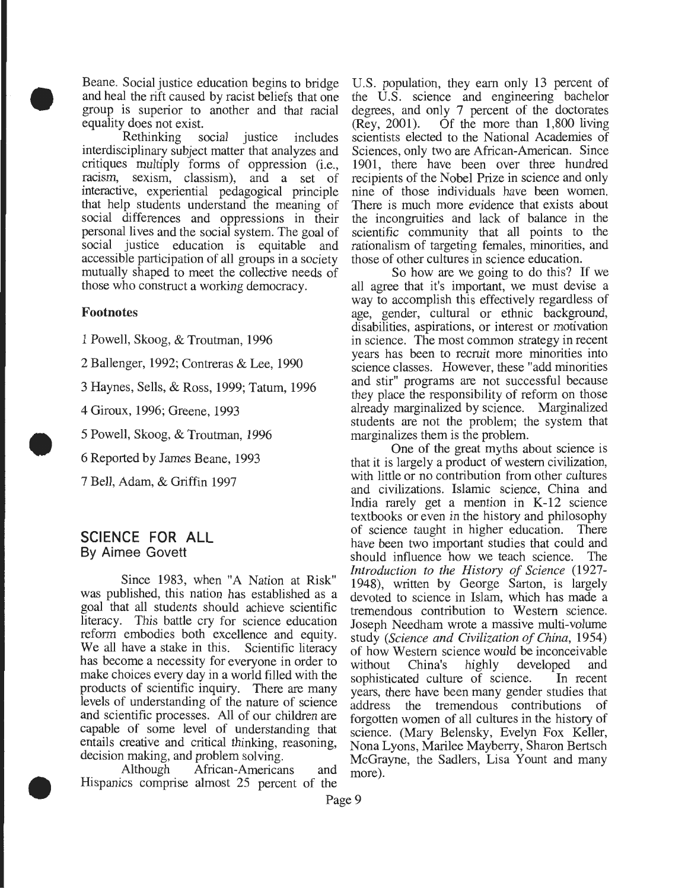Beane. Social justice education begins to bridge and heal the rift caused by racist beliefs that one group is superior to another and that racial equality does not exist.

Rethinking social justice includes interdisciplinary subject matter that analyzes and critiques multiply forms of oppression (i.e., racism, sexism, classism), and a set of interactive, experiential pedagogical principle that help students understand the meaning of social differences and oppressions in their personal lives and the social system. The goal of social justice education is equitable and accessible participation of all groups in a society mutually shaped to meet the collective needs of those who construct a working democracy.

**Footnotes**

1 Powell, Skoog, & Troutman, 1996

2 Ballenger, 1992; Contreras & Lee, 1990

3 Haynes, Sells, & Ross, 1999; Tatum, 1996

4 Giroux, 1996; Greene, 1993

5 Powell, Skoog, & Troutman, 1996

6 Reported by James Beane, 1993

7 Bell, Adam, & Griffin 1997

## SCIENCE FOR ALL

**By Aimee Govett**

Since 1983, when "A Nation at Risk" was published, this nation has established as a goal that all students should achieve scientific literacy. This battle cry for science education reform embodies both excellence and equity. We all have a stake in this. Scientific literacy has become a necessity for everyone in order to make choices every day in a world filled with the products of scientific inquiry. There are many levels of understanding of the nature of science and scientific processes. All of our children are capable of some level of understanding that entails creative and critical thinking, reasoning, decision making, and problem solving.

Although African-Americans and Hispanics comprise almost 25 percent of the U.S. population, they earn only 13 percent of the U.S. science and engineering bachelor degrees, and only 7 percent of the doctorates (Rey, 2001). Of the more than 1,800 living scientists elected to the National Academies of Sciences, only two are African-American. Since 1901, there have been over three hundred recipients of the Nobel Prize in science and only nine of those individuals have been women. There is much more evidence that exists about the incongruities and lack of balance in the scientific community that all points to the rationalism of targeting females, minorities, and those of other cultures in science education.

So how are we going to do this? If we all agree that it's important, we must devise a way to accomplish this effectively regardless of age, gender, cultural or ethnic background, disabilities, aspirations, or interest or motivation in science. The most common strategy in recent years has been to recruit more minorities into science classes. However, these "add minorities and stir" programs are not successful because they place the responsibility of reform on those already marginalized by science. Marginalized students are not the problem; the system that marginalizes them is the problem.

One of the great myths about science is that it is largely a product of western civilization, with little or no contribution from other cultures and civilizations. Islamic science, China and India rarely get a mention in K-12 science textbooks or even in the history and philosophy of science taught in higher education. There have been two important studies that could and should influence how we teach science. The *Introduction to the History of Science* (1927-1948), written by George Sarton, is largely devoted to science in Islam, which has made a tremendous contribution to Western science. Joseph Needham wrote a massive multi-volume study (*Science and Civilization of China*, 1954) of how Western science would be inconceivable without China's highly developed and sophisticated culture of science. In recent years, there have been many gender studies that address the tremendous contributions of forgotten women of all cultures in the history of science. (Mary Belensky, Evelyn Fox Keller, Nona Lyons, Marilee Mayberry, Sharon Bertsch McGrayne, the Sadlers, Lisa Yount and many more).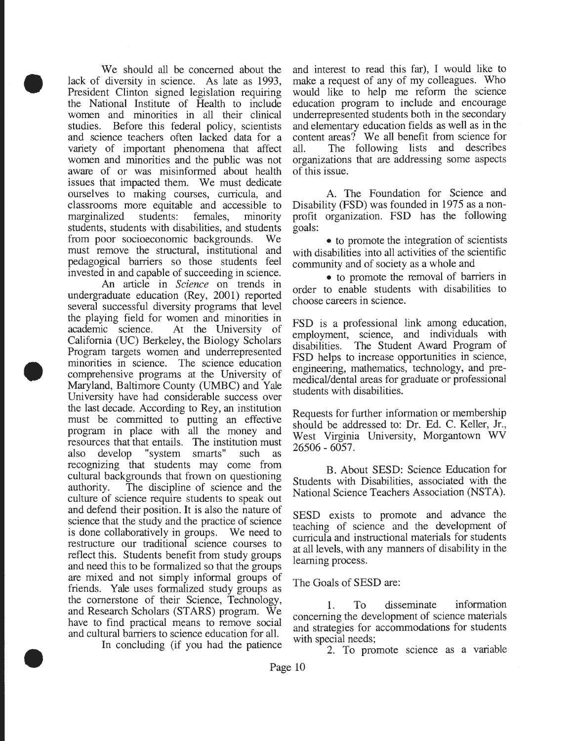We should all be concerned about the lack of diversity in science. As late as 1993, President Clinton signed legislation requiring the National Institute of Health to include women and minorities in all their clinical studies. Before this federal policy, scientists and science teachers often lacked data for a variety of important phenomena that affect women and minorities and the public was not aware of or was misinformed about health issues that impacted them. We must dedicate ourselves to making courses, curricula, and classrooms more equitable and accessible to marginalized students: females, minority students, students with disabilities, and students from poor socioeconomic backgrounds. We must remove the structural, institutional and pedagogical barriers so those students feel invested in and capable of succeeding in science.

An article in *Science* on trends in undergraduate education (Rey, 2001) reported several successful diversity programs that level the playing field for women and minorities in academic science. At the University of California (UC) Berkeley, the Biology Scholars Program targets women and underrepresented minorities in science. The science education comprehensive programs at the University of Maryland, Baltimore County (UMBC) and Yale University have had considerable success over the last decade. According to Rey, an institution must be committed to putting an effective program in place with all the money and resources that that entails. The institution must also develop "system smarts" such as recognizing that students may come from cultural backgrounds that frown on questioning authority. The discipline of science and the culture of science require students to speak out and defend their position. It is also the nature of science that the study and the practice of science is done collaboratively in groups. We need to restructure our traditional science courses to reflect this. Students benefit from study groups and need this to be formalized so that the groups are mixed and not simply informal groups of friends. Yale uses formalized study groups as the cornerstone of their Science, Technology, and Research Scholars (STARS) program. We have to find practical means to remove social and cultural barriers to science education for all.

In concluding (if you had the patience and interest to read this far), I would like to make a request of any of my colleagues. Who would like to help me reform the science education program to include and encourage underrepresented students both in the secondary and elementary education fields as well as in the content areas? We all benefit from science for all. The following lists and describes organizations that are addressing some aspects of this issue.

A. The Foundation for Science and Disability (FSD) was founded in 1975 as a non-profit organization. FSD has the following goals:

- to promote the integration of scientists with disabilities into all activities of the scientific community and of society as a whole and
- to promote the removal of barriers in order to enable students with disabilities to choose careers in science.

FSD is a professional link among education, employment, science, and individuals with disabilities. The Student Award Program of FSD helps to increase opportunities in science, engineering, mathematics, technology, and pre-medical/dental areas for graduate or professional students with disabilities.

Requests for further information or membership should be addressed to: Dr. Ed. C. Keller, Jr., West Virginia University, Morgantown WV 26506 - 6057.

B. About SESD: Science Education for Students with Disabilities, associated with the National Science Teachers Association (NSTA).

SESD exists to promote and advance the teaching of science and the development of curricula and instructional materials for students at all levels, with any manners of disability in the learning process.

The Goals of SESD are:

1. To disseminate information concerning the development of science materials and strategies for accommodations for students with special needs;
2. To promote science as a variable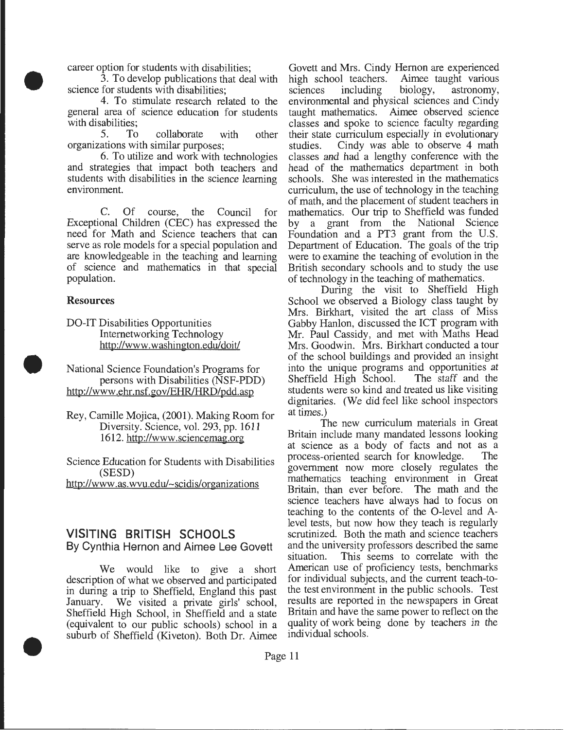career option for students with disabilities;

3. To develop publications that deal with science for students with disabilities;

4. To stimulate research related to the general area of science education for students with disabilities;

5. To collaborate with other organizations with similar purposes;

6. To utilize and work with technologies and strategies that impact both teachers and students with disabilities in the science learning environment.

C. Of course, the Council for Exceptional Children (CEC) has expressed the need for Math and Science teachers that can serve as role models for a special population and are knowledgeable in the teaching and learning of science and mathematics in that special population.

**Resources**

DO-IT Disabilities Opportunities Internetworking Technology
http://www.washington.edu/doit/

National Science Foundation's Programs for persons with Disabilities (NSF-PDD)
http://www.ehr.nsf.gov/EHR/HRD/pdd.asp

Rey, Camille Mojica, (2001). Making Room for Diversity. Science, vol. 293, pp. 1611 1612. http://www.sciencemag.org

Science Education for Students with Disabilities (SESD)
http://www.as.wvu.edu/~scidis/organizations

## VISITING BRITISH SCHOOLS

By Cynthia Hernon and Aimee Lee Govett

We would like to give a short description of what we observed and participated in during a trip to Sheffield, England this past January. We visited a private girls' school, Sheffield High School, in Sheffield and a state (equivalent to our public schools) school in a suburb of Sheffield (Kiveton). Both Dr. Aimee Govett and Mrs. Cindy Hernon are experienced high school teachers. Aimee taught various sciences including biology, astronomy, environmental and physical sciences and Cindy taught mathematics. Aimee observed science classes and spoke to science faculty regarding their state curriculum especially in evolutionary studies. Cindy was able to observe 4 math classes and had a lengthy conference with the head of the mathematics department in both schools. She was interested in the mathematics curriculum, the use of technology in the teaching of math, and the placement of student teachers in mathematics. Our trip to Sheffield was funded by a grant from the National Science Foundation and a PT3 grant from the U.S. Department of Education. The goals of the trip were to examine the teaching of evolution in the British secondary schools and to study the use of technology in the teaching of mathematics.

During the visit to Sheffield High School we observed a Biology class taught by Mrs. Birkhart, visited the art class of Miss Gabby Hanlon, discussed the ICT program with Mr. Paul Cassidy, and met with Maths Head Mrs. Goodwin. Mrs. Birkhart conducted a tour of the school buildings and provided an insight into the unique programs and opportunities at Sheffield High School. The staff and the students were so kind and treated us like visiting dignitaries. (We did feel like school inspectors at times.)

The new curriculum materials in Great Britain include many mandated lessons looking at science as a body of facts and not as a process-oriented search for knowledge. The government now more closely regulates the mathematics teaching environment in Great Britain, than ever before. The math and the science teachers have always had to focus on teaching to the contents of the O-level and A-level tests, but now how they teach is regularly scrutinized. Both the math and science teachers and the university professors described the same situation. This seems to correlate with the American use of proficiency tests, benchmarks for individual subjects, and the current teach-to-the test environment in the public schools. Test results are reported in the newspapers in Great Britain and have the same power to reflect on the quality of work being done by teachers in the individual schools.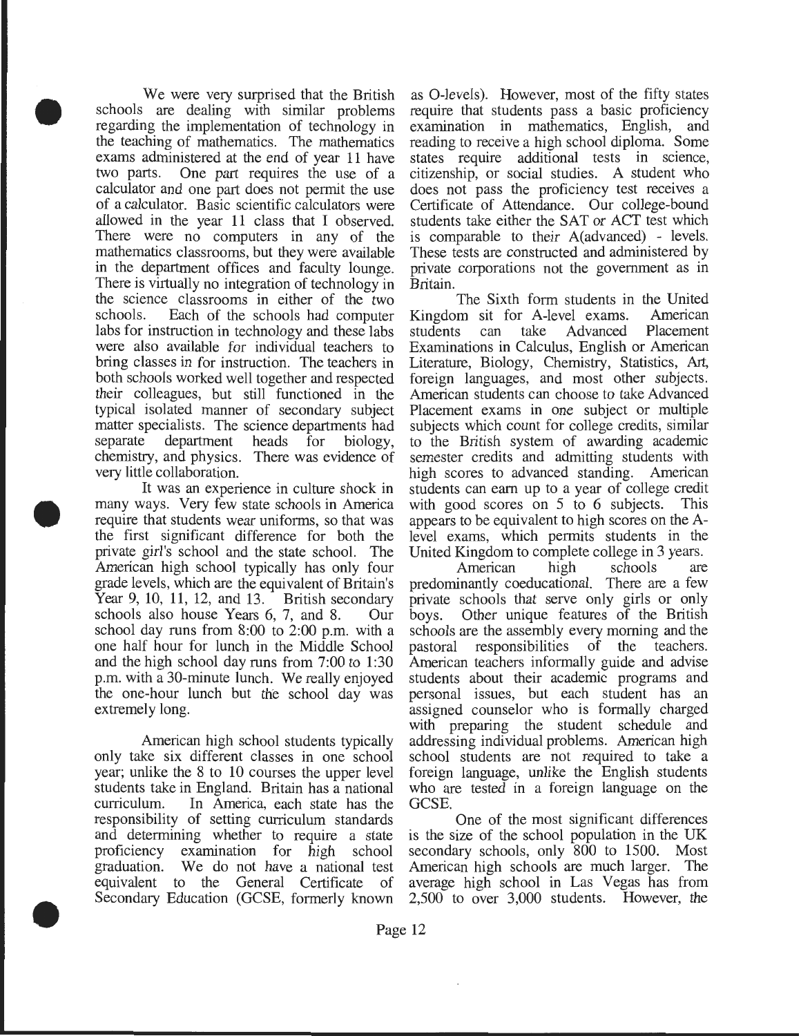We were very surprised that the British schools are dealing with similar problems regarding the implementation of technology in the teaching of mathematics. The mathematics exams administered at the end of year 11 have two parts. One part requires the use of a calculator and one part does not permit the use of a calculator. Basic scientific calculators were allowed in the year 11 class that I observed. There were no computers in any of the mathematics classrooms, but they were available in the department offices and faculty lounge. There is virtually no integration of technology in the science classrooms in either of the two schools. Each of the schools had computer labs for instruction in technology and these labs were also available for individual teachers to bring classes in for instruction. The teachers in both schools worked well together and respected their colleagues, but still functioned in the typical isolated manner of secondary subject matter specialists. The science departments had separate department heads for biology, chemistry, and physics. There was evidence of very little collaboration.

It was an experience in culture shock in many ways. Very few state schools in America require that students wear uniforms, so that was the first significant difference for both the private girl's school and the state school. The American high school typically has only four grade levels, which are the equivalent of Britain's Year 9, 10, 11, 12, and 13. British secondary schools also house Years 6, 7, and 8. Our school day runs from 8:00 to 2:00 p.m. with a one half hour for lunch in the Middle School and the high school day runs from 7:00 to 1:30 p.m. with a 30-minute lunch. We really enjoyed the one-hour lunch but the school day was extremely long.

American high school students typically only take six different classes in one school year; unlike the 8 to 10 courses the upper level students take in England. Britain has a national curriculum. In America, each state has the responsibility of setting curriculum standards and determining whether to require a state proficiency examination for high school graduation. We do not have a national test equivalent to the General Certificate of Secondary Education (GCSE, formerly known as O-levels). However, most of the fifty states require that students pass a basic proficiency examination in mathematics, English, and reading to receive a high school diploma. Some states require additional tests in science, citizenship, or social studies. A student who does not pass the proficiency test receives a Certificate of Attendance. Our college-bound students take either the SAT or ACT test which is comparable to their A(advanced) - levels. These tests are constructed and administered by private corporations not the government as in Britain.

The Sixth form students in the United Kingdom sit for A-level exams. American students can take Advanced Placement Examinations in Calculus, English or American Literature, Biology, Chemistry, Statistics, Art, foreign languages, and most other subjects. American students can choose to take Advanced Placement exams in one subject or multiple subjects which count for college credits, similar to the British system of awarding academic semester credits and admitting students with high scores to advanced standing. American students can earn up to a year of college credit with good scores on 5 to 6 subjects. This appears to be equivalent to high scores on the A-level exams, which permits students in the United Kingdom to complete college in 3 years.

American high schools are predominantly coeducational. There are a few private schools that serve only girls or only boys. Other unique features of the British schools are the assembly every morning and the pastoral responsibilities of the teachers. American teachers informally guide and advise students about their academic programs and personal issues, but each student has an assigned counselor who is formally charged with preparing the student schedule and addressing individual problems. American high school students are not required to take a foreign language, unlike the English students who are tested in a foreign language on the GCSE.

One of the most significant differences is the size of the school population in the UK secondary schools, only 800 to 1500. Most American high schools are much larger. The average high school in Las Vegas has from 2,500 to over 3,000 students. However, the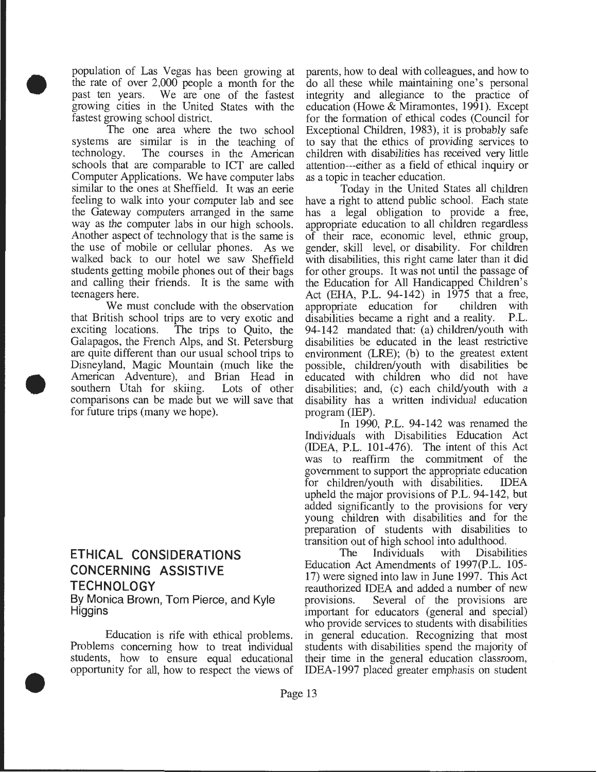population of Las Vegas has been growing at the rate of over 2,000 people a month for the past ten years. We are one of the fastest growing cities in the United States with the fastest growing school district.

The one area where the two school systems are similar is in the teaching of technology. The courses in the American schools that are comparable to ICT are called Computer Applications. We have computer labs similar to the ones at Sheffield. It was an eerie feeling to walk into your computer lab and see the Gateway computers arranged in the same way as the computer labs in our high schools. Another aspect of technology that is the same is the use of mobile or cellular phones. As we walked back to our hotel we saw Sheffield students getting mobile phones out of their bags and calling their friends. It is the same with teenagers here.

We must conclude with the observation that British school trips are to very exotic and exciting locations. The trips to Quito, the Galapagos, the French Alps, and St. Petersburg are quite different than our usual school trips to Disneyland, Magic Mountain (much like the American Adventure), and Brian Head in southern Utah for skiing. Lots of other comparisons can be made but we will save that for future trips (many we hope).

## ETHICAL CONSIDERATIONS CONCERNING ASSISTIVE TECHNOLOGY

By Monica Brown, Tom Pierce, and Kyle Higgins

Education is rife with ethical problems. Problems concerning how to treat individual students, how to ensure equal educational opportunity for all, how to respect the views of parents, how to deal with colleagues, and how to do all these while maintaining one's personal integrity and allegiance to the practice of education (Howe & Miramontes, 1991). Except for the formation of ethical codes (Council for Exceptional Children, 1983), it is probably safe to say that the ethics of providing services to children with disabilities has received very little attention---either as a field of ethical inquiry or as a topic in teacher education.

Today in the United States all children have a right to attend public school. Each state has a legal obligation to provide a free, appropriate education to all children regardless of their race, economic level, ethnic group, gender, skill level, or disability. For children with disabilities, this right came later than it did for other groups. It was not until the passage of the Education for All Handicapped Children's Act (EHA, P.L. 94-142) in 1975 that a free, appropriate education for children with disabilities became a right and a reality. P.L. 94-142 mandated that: (a) children/youth with disabilities be educated in the least restrictive environment (LRE); (b) to the greatest extent possible, children/youth with disabilities be educated with children who did not have disabilities; and, (c) each child/youth with a disability has a written individual education program (IEP).

In 1990, P.L. 94-142 was renamed the Individuals with Disabilities Education Act (IDEA, P.L. 101-476). The intent of this Act was to reaffirm the commitment of the government to support the appropriate education for children/youth with disabilities. IDEA upheld the major provisions of P.L. 94-142, but added significantly to the provisions for very young children with disabilities and for the preparation of students with disabilities to transition out of high school into adulthood.

The Individuals with Disabilities Education Act Amendments of 1997(P.L. 105-17) were signed into law in June 1997. This Act reauthorized IDEA and added a number of new provisions. Several of the provisions are important for educators (general and special) who provide services to students with disabilities in general education. Recognizing that most students with disabilities spend the majority of their time in the general education classroom, IDEA-1997 placed greater emphasis on student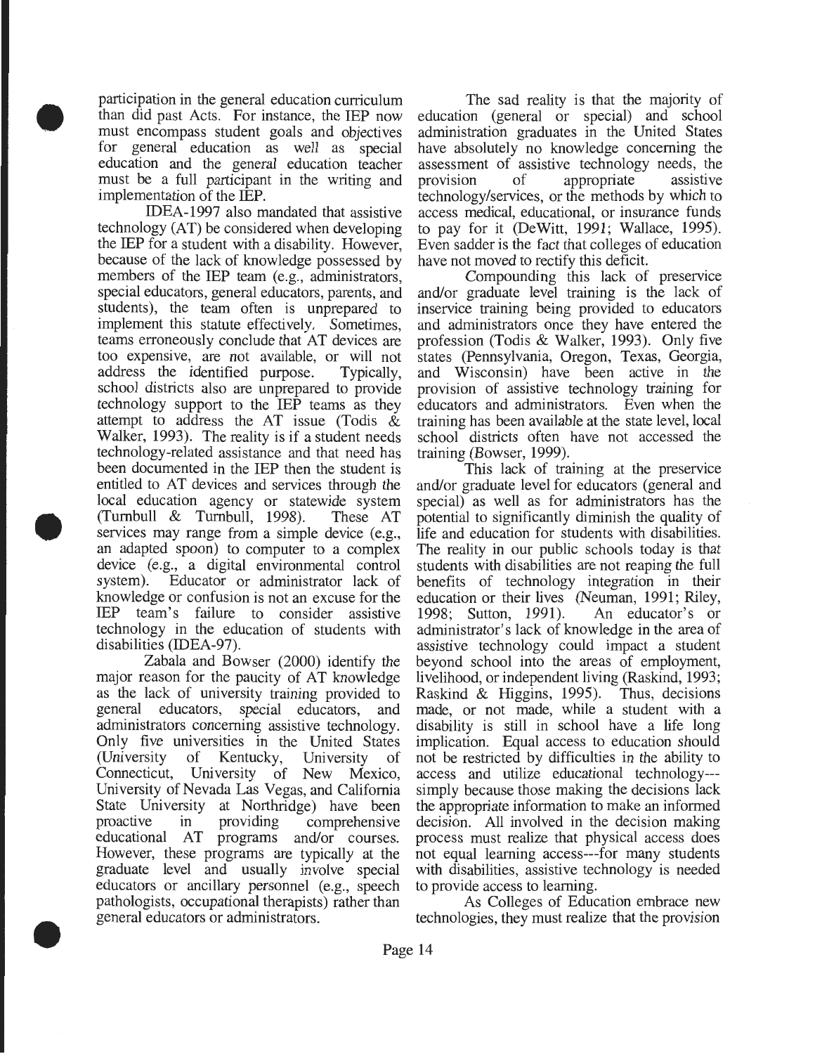participation in the general education curriculum than did past Acts. For instance, the IEP now must encompass student goals and objectives for general education as well as special education and the general education teacher must be a full participant in the writing and implementation of the IEP.

IDEA-1997 also mandated that assistive technology (AT) be considered when developing the IEP for a student with a disability. However, because of the lack of knowledge possessed by members of the IEP team (e.g., administrators, special educators, general educators, parents, and students), the team often is unprepared to implement this statute effectively. Sometimes, teams erroneously conclude that AT devices are too expensive, are not available, or will not address the identified purpose. Typically, school districts also are unprepared to provide technology support to the IEP teams as they attempt to address the AT issue (Todis & Walker, 1993). The reality is if a student needs technology-related assistance and that need has been documented in the IEP then the student is entitled to AT devices and services through the local education agency or statewide system (Turnbull & Turnbull, 1998). These AT services may range from a simple device (e.g., an adapted spoon) to computer to a complex device (e.g., a digital environmental control system). Educator or administrator lack of knowledge or confusion is not an excuse for the IEP team's failure to consider assistive technology in the education of students with disabilities (IDEA-97).

Zabala and Bowser (2000) identify the major reason for the paucity of AT knowledge as the lack of university training provided to general educators, special educators, and administrators concerning assistive technology. Only five universities in the United States (University of Kentucky, University of Connecticut, University of New Mexico, University of Nevada Las Vegas, and California State University at Northridge) have been proactive in providing comprehensive educational AT programs and/or courses. However, these programs are typically at the graduate level and usually involve special educators or ancillary personnel (e.g., speech pathologists, occupational therapists) rather than general educators or administrators.

The sad reality is that the majority of education (general or special) and school administration graduates in the United States have absolutely no knowledge concerning the assessment of assistive technology needs, the provision of appropriate assistive technology/services, or the methods by which to access medical, educational, or insurance funds to pay for it (DeWitt, 1991; Wallace, 1995). Even sadder is the fact that colleges of education have not moved to rectify this deficit.

Compounding this lack of preservice and/or graduate level training is the lack of inservice training being provided to educators and administrators once they have entered the profession (Todis & Walker, 1993). Only five states (Pennsylvania, Oregon, Texas, Georgia, and Wisconsin) have been active in the provision of assistive technology training for educators and administrators. Even when the training has been available at the state level, local school districts often have not accessed the training (Bowser, 1999).

This lack of training at the preservice and/or graduate level for educators (general and special) as well as for administrators has the potential to significantly diminish the quality of life and education for students with disabilities. The reality in our public schools today is that students with disabilities are not reaping the full benefits of technology integration in their education or their lives (Neuman, 1991; Riley, 1998; Sutton, 1991). An educator's or administrator's lack of knowledge in the area of assistive technology could impact a student beyond school into the areas of employment, livelihood, or independent living (Raskind, 1993; Raskind & Higgins, 1995). Thus, decisions made, or not made, while a student with a disability is still in school have a life long implication. Equal access to education should not be restricted by difficulties in the ability to access and utilize educational technology---simply because those making the decisions lack the appropriate information to make an informed decision. All involved in the decision making process must realize that physical access does not equal learning access---for many students with disabilities, assistive technology is needed to provide access to learning.

As Colleges of Education embrace new technologies, they must realize that the provision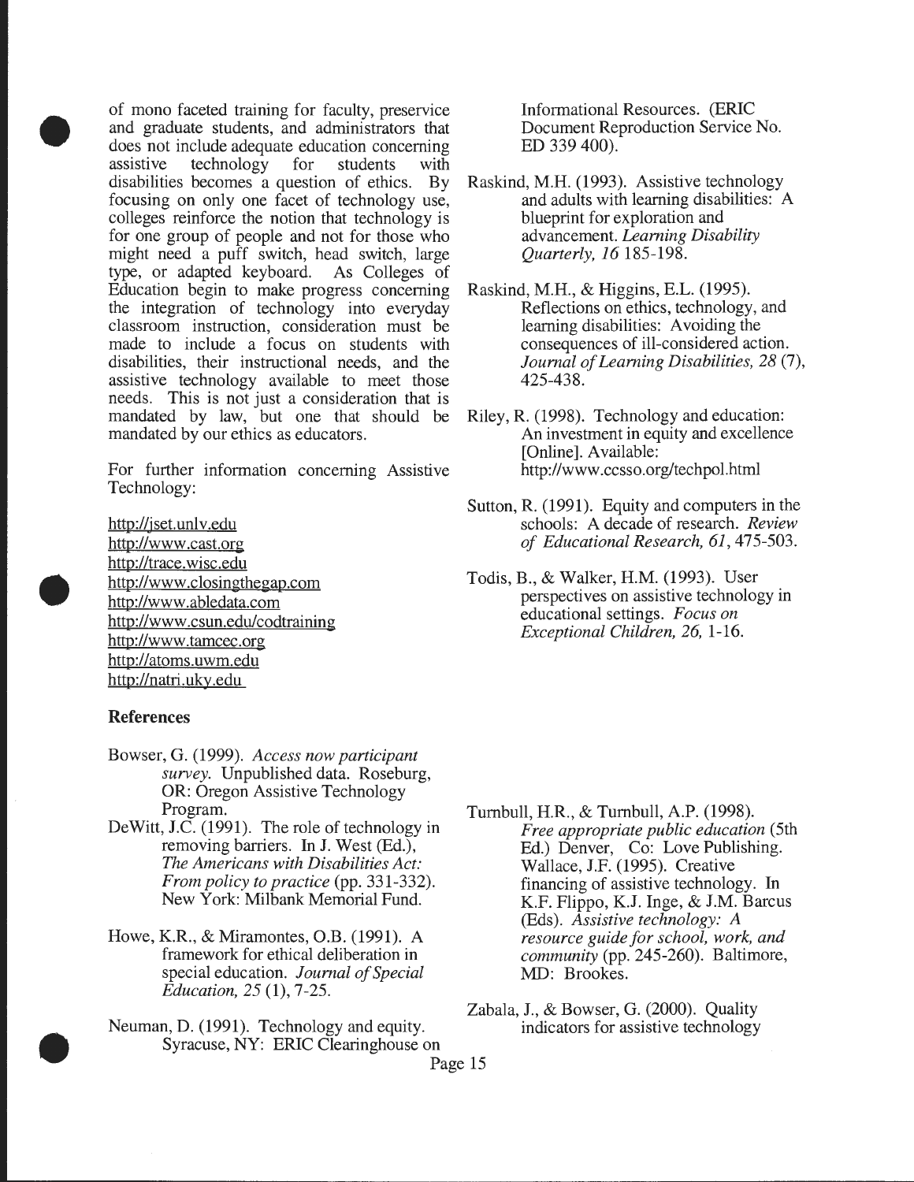of mono faceted training for faculty, preservice and graduate students, and administrators that does not include adequate education concerning assistive technology for students with disabilities becomes a question of ethics. By focusing on only one facet of technology use, colleges reinforce the notion that technology is for one group of people and not for those who might need a puff switch, head switch, large type, or adapted keyboard. As Colleges of Education begin to make progress concerning the integration of technology into everyday classroom instruction, consideration must be made to include a focus on students with disabilities, their instructional needs, and the assistive technology available to meet those needs. This is not just a consideration that is mandated by law, but one that should be mandated by our ethics as educators.

For further information concerning Assistive Technology:

http://jset.unlv.edu  
http://www.cast.org  
http://trace.wisc.edu  
http://www.closingthegap.com  
http://www.abledata.com  
http://www.csun.edu/codtraining  
http://www.tamcec.org  
http://atoms.uwm.edu  
http://natri.uky.edu

## References

Bowser, G. (1999). *Access now participant survey.* Unpublished data. Roseburg, OR: Oregon Assistive Technology Program.

DeWitt, J.C. (1991). The role of technology in removing barriers. In J. West (Ed.), *The Americans with Disabilities Act: From policy to practice* (pp. 331-332). New York: Milbank Memorial Fund.

Howe, K.R., & Miramontes, O.B. (1991). A framework for ethical deliberation in special education. *Journal of Special Education, 25* (1), 7-25.

Neuman, D. (1991). Technology and equity. Syracuse, NY: ERIC Clearinghouse on Informational Resources. (ERIC Document Reproduction Service No. ED 339 400).

Raskind, M.H. (1993). Assistive technology and adults with learning disabilities: A blueprint for exploration and advancement. *Learning Disability Quarterly, 16* 185-198.

Raskind, M.H., & Higgins, E.L. (1995). Reflections on ethics, technology, and learning disabilities: Avoiding the consequences of ill-considered action. *Journal of Learning Disabilities, 28* (7), 425-438.

Riley, R. (1998). Technology and education: An investment in equity and excellence [Online]. Available: http://www.ccsso.org/techpol.html

Sutton, R. (1991). Equity and computers in the schools: A decade of research. *Review of Educational Research, 61*, 475-503.

Todis, B., & Walker, H.M. (1993). User perspectives on assistive technology in educational settings. *Focus on Exceptional Children, 26,* 1-16.

Turnbull, H.R., & Turnbull, A.P. (1998). *Free appropriate public education* (5th Ed.) Denver, Co: Love Publishing.

Wallace, J.F. (1995). Creative financing of assistive technology. In K.F. Flippo, K.J. Inge, & J.M. Barcus (Eds). *Assistive technology: A resource guide for school, work, and community* (pp. 245-260). Baltimore, MD: Brookes.

Zabala, J., & Bowser, G. (2000). Quality indicators for assistive technology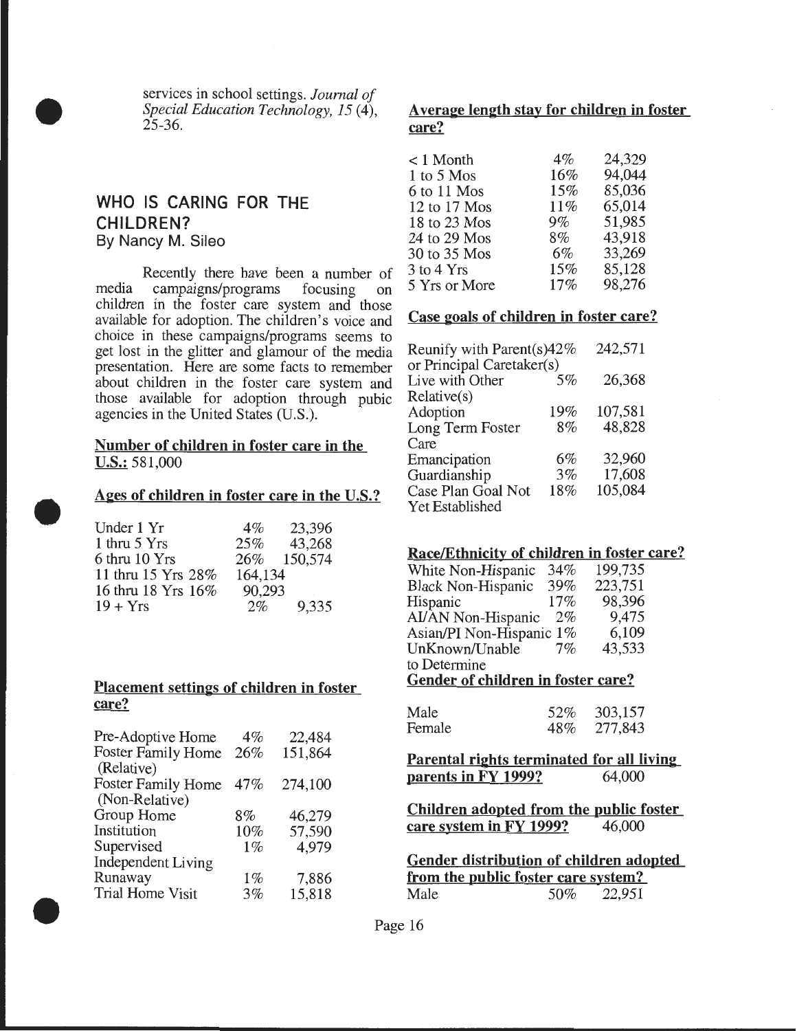services in school settings. *Journal of Special Education Technology, 15* (4), 25-36.

## WHO IS CARING FOR THE CHILDREN?

By Nancy M. Sileo

Recently there have been a number of media campaigns/programs focusing on children in the foster care system and those available for adoption. The children's voice and choice in these campaigns/programs seems to get lost in the glitter and glamour of the media presentation. Here are some facts to remember about children in the foster care system and those available for adoption through pubic agencies in the United States (U.S.).

**Number of children in foster care in the U.S.:** 581,000

**Ages of children in foster care in the U.S.?**

| | | |
|---|---|---|
| Under 1 Yr | 4% | 23,396 |
| 1 thru 5 Yrs | 25% | 43,268 |
| 6 thru 10 Yrs | 26% | 150,574 |
| 11 thru 15 Yrs | 28% | 164,134 |
| 16 thru 18 Yrs | 16% | 90,293 |
| 19 + Yrs | 2% | 9,335 |

**Placement settings of children in foster care?**

| | | |
|---|---|---|
| Pre-Adoptive Home | 4% | 22,484 |
| Foster Family Home (Relative) | 26% | 151,864 |
| Foster Family Home (Non-Relative) | 47% | 274,100 |
| Group Home | 8% | 46,279 |
| Institution | 10% | 57,590 |
| Supervised Independent Living | 1% | 4,979 |
| Runaway | 1% | 7,886 |
| Trial Home Visit | 3% | 15,818 |

**Average length stay for children in foster care?**

| | | |
|---|---|---|
| < 1 Month | 4% | 24,329 |
| 1 to 5 Mos | 16% | 94,044 |
| 6 to 11 Mos | 15% | 85,036 |
| 12 to 17 Mos | 11% | 65,014 |
| 18 to 23 Mos | 9% | 51,985 |
| 24 to 29 Mos | 8% | 43,918 |
| 30 to 35 Mos | 6% | 33,269 |
| 3 to 4 Yrs | 15% | 85,128 |
| 5 Yrs or More | 17% | 98,276 |

**Case goals of children in foster care?**

| | | |
|---|---|---|
| Reunify with Parent(s) or Principal Caretaker(s) | 42% | 242,571 |
| Live with Other Relative(s) | 5% | 26,368 |
| Adoption | 19% | 107,581 |
| Long Term Foster Care | 8% | 48,828 |
| Emancipation | 6% | 32,960 |
| Guardianship | 3% | 17,608 |
| Case Plan Goal Not Yet Established | 18% | 105,084 |

**Race/Ethnicity of children in foster care?**

| | | |
|---|---|---|
| White Non-Hispanic | 34% | 199,735 |
| Black Non-Hispanic | 39% | 223,751 |
| Hispanic | 17% | 98,396 |
| AI/AN Non-Hispanic | 2% | 9,475 |
| Asian/PI Non-Hispanic | 1% | 6,109 |
| UnKnown/Unable to Determine | 7% | 43,533 |

**Gender of children in foster care?**

| | | |
|---|---|---|
| Male | 52% | 303,157 |
| Female | 48% | 277,843 |

**Parental rights terminated for all living parents in FY 1999?** 64,000

**Children adopted from the public foster care system in FY 1999?** 46,000

**Gender distribution of children adopted from the public foster care system?**

| | | |
|---|---|---|
| Male | 50% | 22,951 |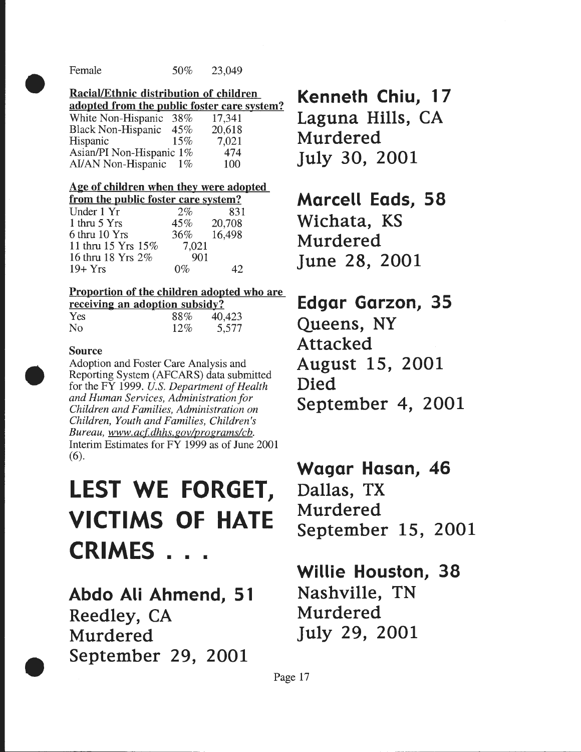| | | |
|---|---|---|
| Female | 50% | 23,049 |

**Racial/Ethnic distribution of children adopted from the public foster care system?**

| | | |
|---|---|---|
| White Non-Hispanic | 38% | 17,341 |
| Black Non-Hispanic | 45% | 20,618 |
| Hispanic | 15% | 7,021 |
| Asian/PI Non-Hispanic | 1% | 474 |
| AI/AN Non-Hispanic | 1% | 100 |

**Age of children when they were adopted from the public foster care system?**

| | | |
|---|---|---|
| Under 1 Yr | 2% | 831 |
| 1 thru 5 Yrs | 45% | 20,708 |
| 6 thru 10 Yrs | 36% | 16,498 |
| 11 thru 15 Yrs | 15% | 7,021 |
| 16 thru 18 Yrs | 2% | 901 |
| 19+ Yrs | 0% | 42 |

**Proportion of the children adopted who are receiving an adoption subsidy?**

| | | |
|---|---|---|
| Yes | 88% | 40,423 |
| No | 12% | 5,577 |

**Source**

Adoption and Foster Care Analysis and Reporting System (AFCARS) data submitted for the FY 1999. *U.S. Department of Health and Human Services, Administration for Children and Families, Administration on Children, Youth and Families, Children's Bureau, www.acf.dhhs.gov/programs/cb.* Interim Estimates for FY 1999 as of June 2001 (6).

# LEST WE FORGET, VICTIMS OF HATE CRIMES . . .

**Abdo Ali Ahmend, 51**
Reedley, CA
Murdered
September 29, 2001

**Kenneth Chiu, 17**
Laguna Hills, CA
Murdered
July 30, 2001

**Marcell Eads, 58**
Wichata, KS
Murdered
June 28, 2001

**Edgar Garzon, 35**
Queens, NY
Attacked
August 15, 2001
Died
September 4, 2001

**Wagar Hasan, 46**
Dallas, TX
Murdered
September 15, 2001

**Willie Houston, 38**
Nashville, TN
Murdered
July 29, 2001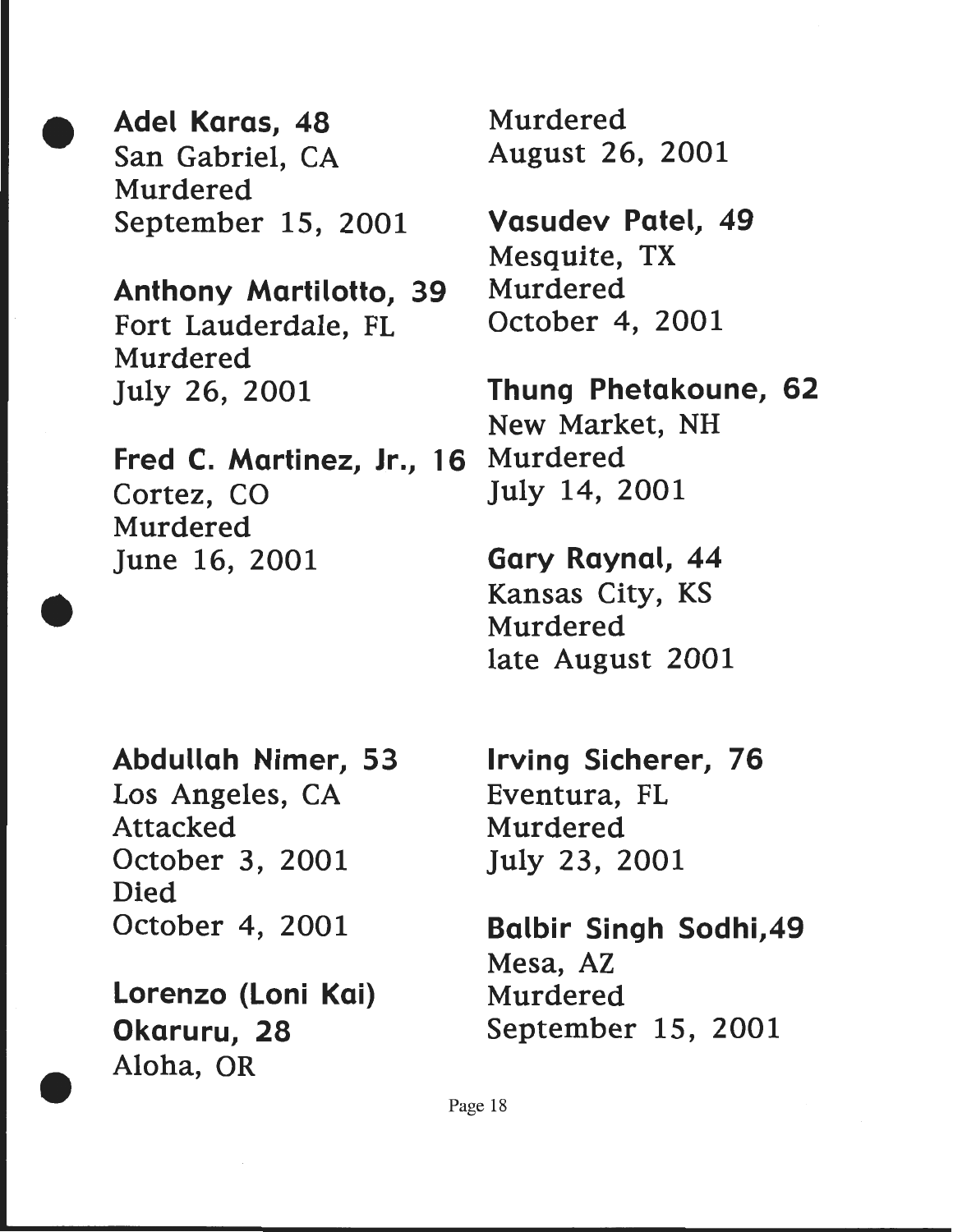**Adel Karas, 48**
San Gabriel, CA
Murdered
September 15, 2001

**Anthony Martilotto, 39**
Fort Lauderdale, FL
Murdered
July 26, 2001

**Fred C. Martinez, Jr., 16**
Cortez, CO
Murdered
June 16, 2001

Murdered
August 26, 2001

**Vasudev Patel, 49**
Mesquite, TX
Murdered
October 4, 2001

**Thung Phetakoune, 62**
New Market, NH
Murdered
July 14, 2001

**Gary Raynal, 44**
Kansas City, KS
Murdered
late August 2001

**Abdullah Nimer, 53**
Los Angeles, CA
Attacked
October 3, 2001
Died
October 4, 2001

**Lorenzo (Loni Kai) Okaruru, 28**
Aloha, OR

**Irving Sicherer, 76**
Eventura, FL
Murdered
July 23, 2001

**Balbir Singh Sodhi,49**
Mesa, AZ
Murdered
September 15, 2001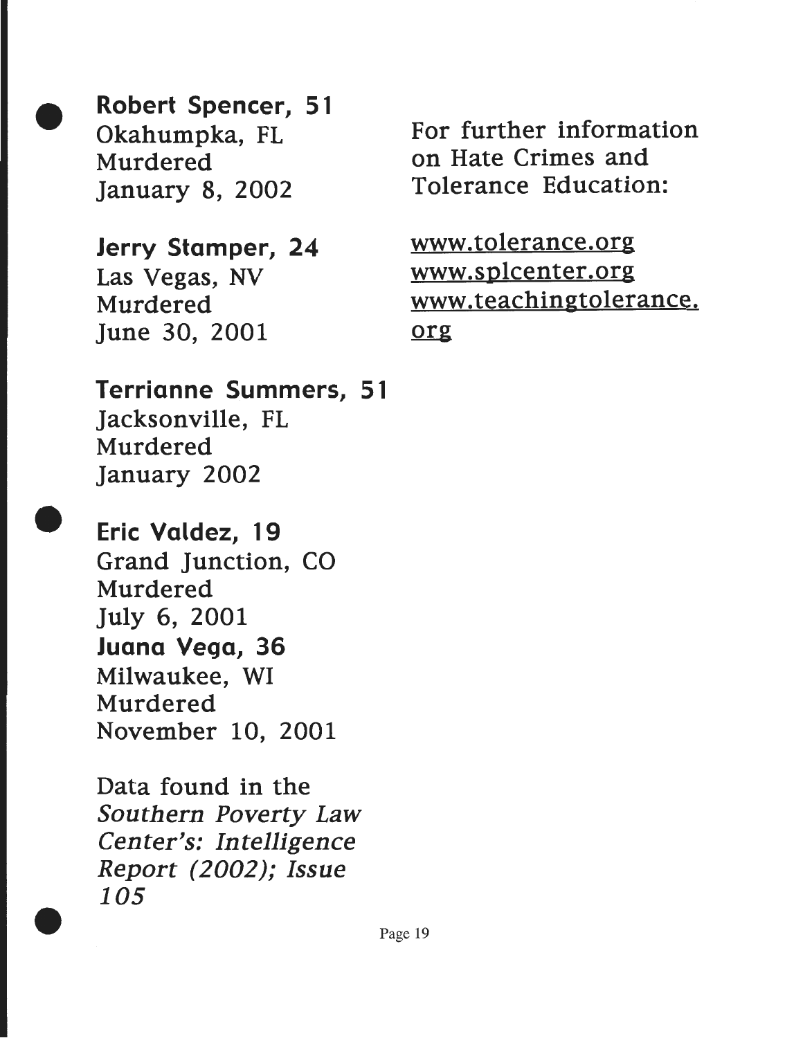**Robert Spencer, 51**
Okahumpka, FL
Murdered
January 8, 2002

**Jerry Stamper, 24**
Las Vegas, NV
Murdered
June 30, 2001

**Terrianne Summers, 51**
Jacksonville, FL
Murdered
January 2002

**Eric Valdez, 19**
Grand Junction, CO
Murdered
July 6, 2001

**Juana Vega, 36**
Milwaukee, WI
Murdered
November 10, 2001

Data found in the *Southern Poverty Law Center's: Intelligence Report (2002); Issue 105*

For further information on Hate Crimes and Tolerance Education:

www.tolerance.org
www.splcenter.org
www.teachingtolerance.org